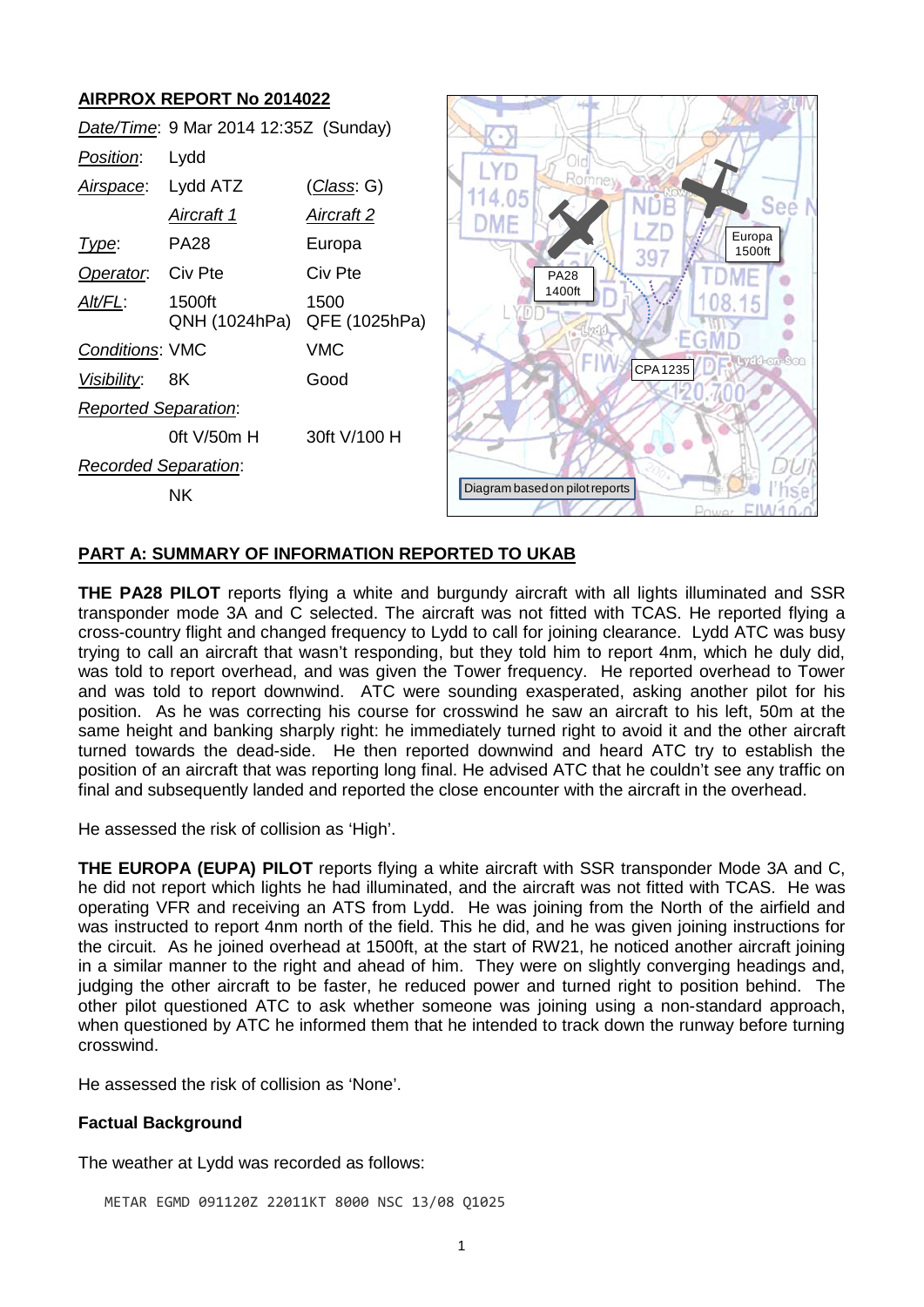## AIRPROX REPORT No 2014022

| | | |
|---|---|---|
| *Date/Time*: | 9 Mar 2014 12:35Z (Sunday) | |
| *Position*: | Lydd | |
| *Airspace*: | Lydd ATZ | (*Class*: G) |
| | *Aircraft 1* | *Aircraft 2* |
| *Type*: | PA28 | Europa |
| *Operator*: | Civ Pte | Civ Pte |
| *Alt/FL*: | 1500ft QNH (1024hPa) | 1500 QFE (1025hPa) |
| *Conditions*: | VMC | VMC |
| *Visibility*: | 8K | Good |
| *Reported Separation*: | | |
| | 0ft V/50m H | 30ft V/100 H |
| *Recorded Separation*: | | |
| | NK | |

Diagram based on pilot reports

## PART A: SUMMARY OF INFORMATION REPORTED TO UKAB

**THE PA28 PILOT** reports flying a white and burgundy aircraft with all lights illuminated and SSR transponder mode 3A and C selected. The aircraft was not fitted with TCAS. He reported flying a cross-country flight and changed frequency to Lydd to call for joining clearance. Lydd ATC was busy trying to call an aircraft that wasn't responding, but they told him to report 4nm, which he duly did, was told to report overhead, and was given the Tower frequency. He reported overhead to Tower and was told to report downwind. ATC were sounding exasperated, asking another pilot for his position. As he was correcting his course for crosswind he saw an aircraft to his left, 50m at the same height and banking sharply right: he immediately turned right to avoid it and the other aircraft turned towards the dead-side. He then reported downwind and heard ATC try to establish the position of an aircraft that was reporting long final. He advised ATC that he couldn't see any traffic on final and subsequently landed and reported the close encounter with the aircraft in the overhead.

He assessed the risk of collision as 'High'.

**THE EUROPA (EUPA) PILOT** reports flying a white aircraft with SSR transponder Mode 3A and C, he did not report which lights he had illuminated, and the aircraft was not fitted with TCAS. He was operating VFR and receiving an ATS from Lydd. He was joining from the North of the airfield and was instructed to report 4nm north of the field. This he did, and he was given joining instructions for the circuit. As he joined overhead at 1500ft, at the start of RW21, he noticed another aircraft joining in a similar manner to the right and ahead of him. They were on slightly converging headings and, judging the other aircraft to be faster, he reduced power and turned right to position behind. The other pilot questioned ATC to ask whether someone was joining using a non-standard approach, when questioned by ATC he informed them that he intended to track down the runway before turning crosswind.

He assessed the risk of collision as 'None'.

### Factual Background

The weather at Lydd was recorded as follows:

```
METAR EGMD 091120Z 22011KT 8000 NSC 13/08 Q1025
```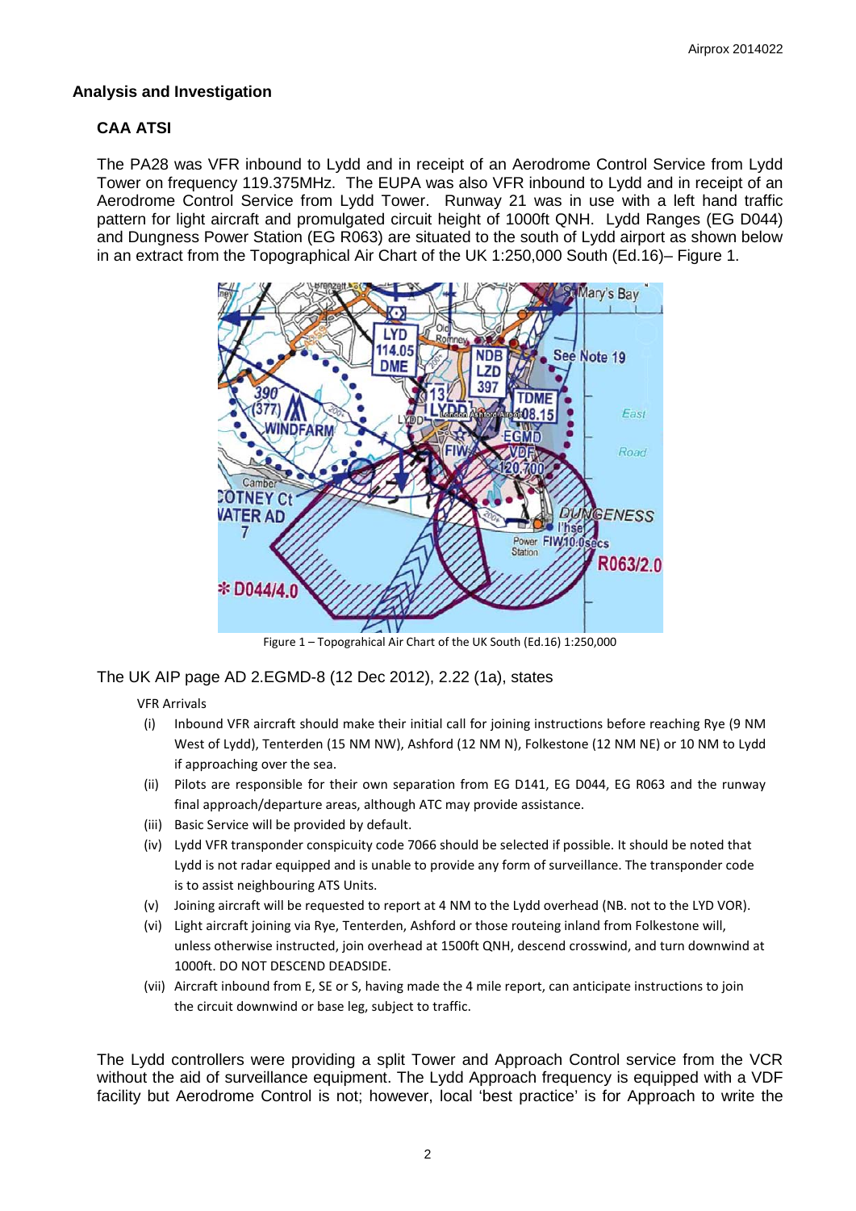## Analysis and Investigation

### CAA ATSI

The PA28 was VFR inbound to Lydd and in receipt of an Aerodrome Control Service from Lydd Tower on frequency 119.375MHz. The EUPA was also VFR inbound to Lydd and in receipt of an Aerodrome Control Service from Lydd Tower. Runway 21 was in use with a left hand traffic pattern for light aircraft and promulgated circuit height of 1000ft QNH. Lydd Ranges (EG D044) and Dungness Power Station (EG R063) are situated to the south of Lydd airport as shown below in an extract from the Topographical Air Chart of the UK 1:250,000 South (Ed.16)– Figure 1.

Figure 1 – Topograhical Air Chart of the UK South (Ed.16) 1:250,000

The UK AIP page AD 2.EGMD-8 (12 Dec 2012), 2.22 (1a), states

VFR Arrivals

- (i) Inbound VFR aircraft should make their initial call for joining instructions before reaching Rye (9 NM West of Lydd), Tenterden (15 NM NW), Ashford (12 NM N), Folkestone (12 NM NE) or 10 NM to Lydd if approaching over the sea.
- (ii) Pilots are responsible for their own separation from EG D141, EG D044, EG R063 and the runway final approach/departure areas, although ATC may provide assistance.
- (iii) Basic Service will be provided by default.
- (iv) Lydd VFR transponder conspicuity code 7066 should be selected if possible. It should be noted that Lydd is not radar equipped and is unable to provide any form of surveillance. The transponder code is to assist neighbouring ATS Units.
- (v) Joining aircraft will be requested to report at 4 NM to the Lydd overhead (NB. not to the LYD VOR).
- (vi) Light aircraft joining via Rye, Tenterden, Ashford or those routeing inland from Folkestone will, unless otherwise instructed, join overhead at 1500ft QNH, descend crosswind, and turn downwind at 1000ft. DO NOT DESCEND DEADSIDE.
- (vii) Aircraft inbound from E, SE or S, having made the 4 mile report, can anticipate instructions to join the circuit downwind or base leg, subject to traffic.

The Lydd controllers were providing a split Tower and Approach Control service from the VCR without the aid of surveillance equipment. The Lydd Approach frequency is equipped with a VDF facility but Aerodrome Control is not; however, local 'best practice' is for Approach to write the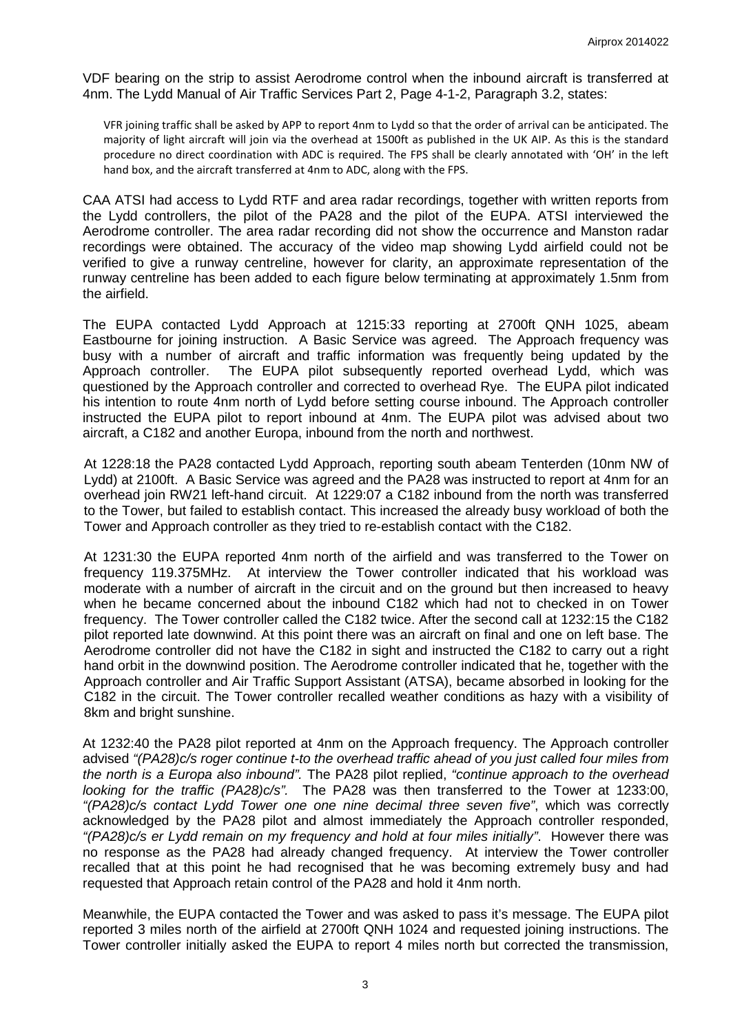VDF bearing on the strip to assist Aerodrome control when the inbound aircraft is transferred at 4nm. The Lydd Manual of Air Traffic Services Part 2, Page 4-1-2, Paragraph 3.2, states:

> VFR joining traffic shall be asked by APP to report 4nm to Lydd so that the order of arrival can be anticipated. The majority of light aircraft will join via the overhead at 1500ft as published in the UK AIP. As this is the standard procedure no direct coordination with ADC is required. The FPS shall be clearly annotated with 'OH' in the left hand box, and the aircraft transferred at 4nm to ADC, along with the FPS.

CAA ATSI had access to Lydd RTF and area radar recordings, together with written reports from the Lydd controllers, the pilot of the PA28 and the pilot of the EUPA. ATSI interviewed the Aerodrome controller. The area radar recording did not show the occurrence and Manston radar recordings were obtained. The accuracy of the video map showing Lydd airfield could not be verified to give a runway centreline, however for clarity, an approximate representation of the runway centreline has been added to each figure below terminating at approximately 1.5nm from the airfield.

The EUPA contacted Lydd Approach at 1215:33 reporting at 2700ft QNH 1025, abeam Eastbourne for joining instruction. A Basic Service was agreed. The Approach frequency was busy with a number of aircraft and traffic information was frequently being updated by the Approach controller. The EUPA pilot subsequently reported overhead Lydd, which was questioned by the Approach controller and corrected to overhead Rye. The EUPA pilot indicated his intention to route 4nm north of Lydd before setting course inbound. The Approach controller instructed the EUPA pilot to report inbound at 4nm. The EUPA pilot was advised about two aircraft, a C182 and another Europa, inbound from the north and northwest.

At 1228:18 the PA28 contacted Lydd Approach, reporting south abeam Tenterden (10nm NW of Lydd) at 2100ft. A Basic Service was agreed and the PA28 was instructed to report at 4nm for an overhead join RW21 left-hand circuit. At 1229:07 a C182 inbound from the north was transferred to the Tower, but failed to establish contact. This increased the already busy workload of both the Tower and Approach controller as they tried to re-establish contact with the C182.

At 1231:30 the EUPA reported 4nm north of the airfield and was transferred to the Tower on frequency 119.375MHz. At interview the Tower controller indicated that his workload was moderate with a number of aircraft in the circuit and on the ground but then increased to heavy when he became concerned about the inbound C182 which had not to checked in on Tower frequency. The Tower controller called the C182 twice. After the second call at 1232:15 the C182 pilot reported late downwind. At this point there was an aircraft on final and one on left base. The Aerodrome controller did not have the C182 in sight and instructed the C182 to carry out a right hand orbit in the downwind position. The Aerodrome controller indicated that he, together with the Approach controller and Air Traffic Support Assistant (ATSA), became absorbed in looking for the C182 in the circuit. The Tower controller recalled weather conditions as hazy with a visibility of 8km and bright sunshine.

At 1232:40 the PA28 pilot reported at 4nm on the Approach frequency. The Approach controller advised *"(PA28)c/s roger continue t-to the overhead traffic ahead of you just called four miles from the north is a Europa also inbound".* The PA28 pilot replied, *"continue approach to the overhead looking for the traffic (PA28)c/s".* The PA28 was then transferred to the Tower at 1233:00, *"(PA28)c/s contact Lydd Tower one one nine decimal three seven five"*, which was correctly acknowledged by the PA28 pilot and almost immediately the Approach controller responded, *"(PA28)c/s er Lydd remain on my frequency and hold at four miles initially".* However there was no response as the PA28 had already changed frequency. At interview the Tower controller recalled that at this point he had recognised that he was becoming extremely busy and had requested that Approach retain control of the PA28 and hold it 4nm north.

Meanwhile, the EUPA contacted the Tower and was asked to pass it's message. The EUPA pilot reported 3 miles north of the airfield at 2700ft QNH 1024 and requested joining instructions. The Tower controller initially asked the EUPA to report 4 miles north but corrected the transmission,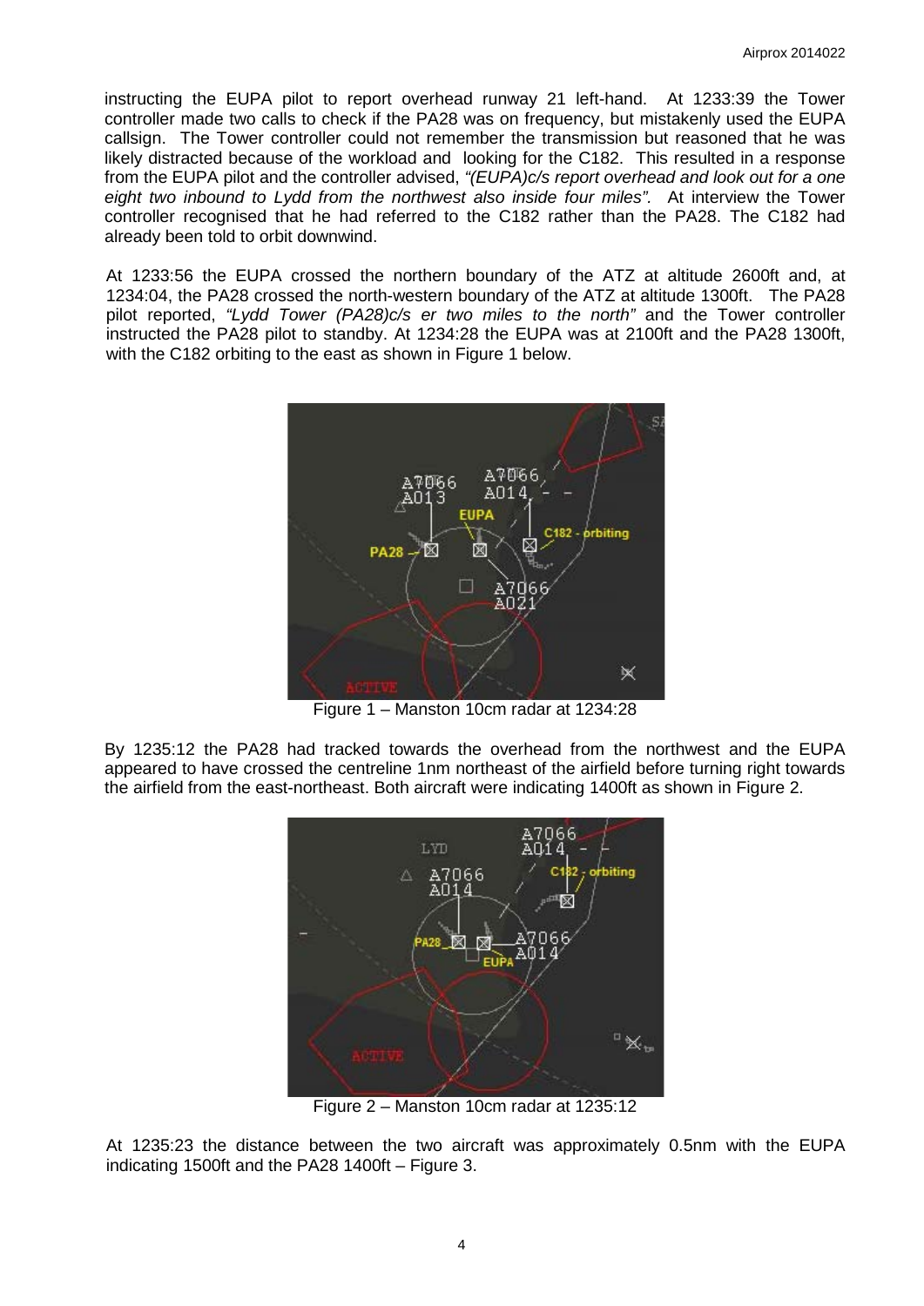instructing the EUPA pilot to report overhead runway 21 left-hand. At 1233:39 the Tower controller made two calls to check if the PA28 was on frequency, but mistakenly used the EUPA callsign. The Tower controller could not remember the transmission but reasoned that he was likely distracted because of the workload and looking for the C182. This resulted in a response from the EUPA pilot and the controller advised, *"(EUPA)c/s report overhead and look out for a one eight two inbound to Lydd from the northwest also inside four miles".* At interview the Tower controller recognised that he had referred to the C182 rather than the PA28. The C182 had already been told to orbit downwind.

At 1233:56 the EUPA crossed the northern boundary of the ATZ at altitude 2600ft and, at 1234:04, the PA28 crossed the north-western boundary of the ATZ at altitude 1300ft. The PA28 pilot reported, *"Lydd Tower (PA28)c/s er two miles to the north"* and the Tower controller instructed the PA28 pilot to standby. At 1234:28 the EUPA was at 2100ft and the PA28 1300ft, with the C182 orbiting to the east as shown in Figure 1 below.

Figure 1 – Manston 10cm radar at 1234:28

By 1235:12 the PA28 had tracked towards the overhead from the northwest and the EUPA appeared to have crossed the centreline 1nm northeast of the airfield before turning right towards the airfield from the east-northeast. Both aircraft were indicating 1400ft as shown in Figure 2.

Figure 2 – Manston 10cm radar at 1235:12

At 1235:23 the distance between the two aircraft was approximately 0.5nm with the EUPA indicating 1500ft and the PA28 1400ft – Figure 3.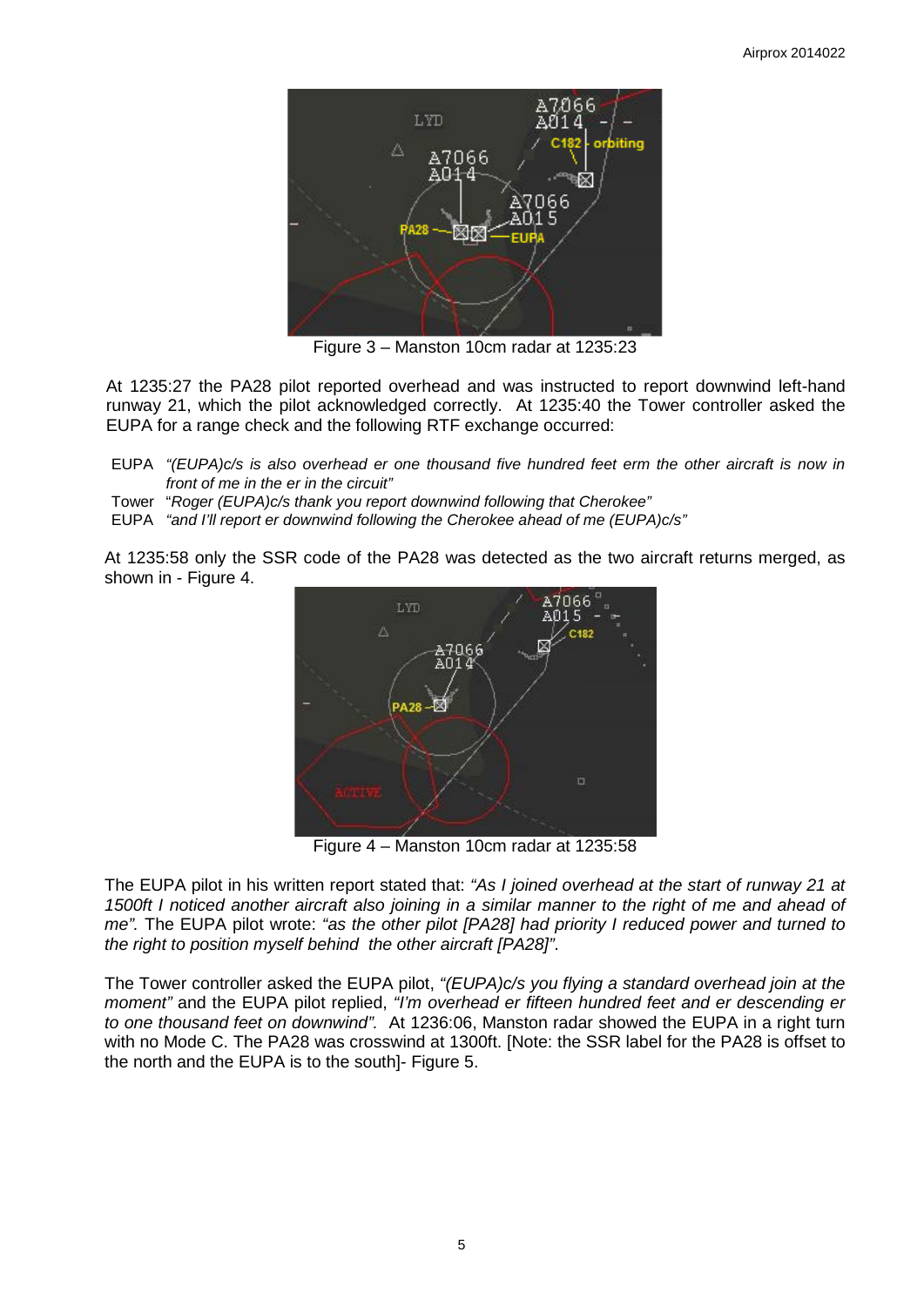Figure 3 – Manston 10cm radar at 1235:23

At 1235:27 the PA28 pilot reported overhead and was instructed to report downwind left-hand runway 21, which the pilot acknowledged correctly. At 1235:40 the Tower controller asked the EUPA for a range check and the following RTF exchange occurred:

EUPA *"(EUPA)c/s is also overhead er one thousand five hundred feet erm the other aircraft is now in front of me in the er in the circuit"*
Tower "*Roger (EUPA)c/s thank you report downwind following that Cherokee"*
EUPA *"and I'll report er downwind following the Cherokee ahead of me (EUPA)c/s"*

At 1235:58 only the SSR code of the PA28 was detected as the two aircraft returns merged, as shown in - Figure 4.

Figure 4 – Manston 10cm radar at 1235:58

The EUPA pilot in his written report stated that: *"As I joined overhead at the start of runway 21 at 1500ft I noticed another aircraft also joining in a similar manner to the right of me and ahead of me".* The EUPA pilot wrote: *"as the other pilot [PA28] had priority I reduced power and turned to the right to position myself behind the other aircraft [PA28]".*

The Tower controller asked the EUPA pilot, *"(EUPA)c/s you flying a standard overhead join at the moment"* and the EUPA pilot replied, *"I'm overhead er fifteen hundred feet and er descending er to one thousand feet on downwind".* At 1236:06, Manston radar showed the EUPA in a right turn with no Mode C. The PA28 was crosswind at 1300ft. [Note: the SSR label for the PA28 is offset to the north and the EUPA is to the south]- Figure 5.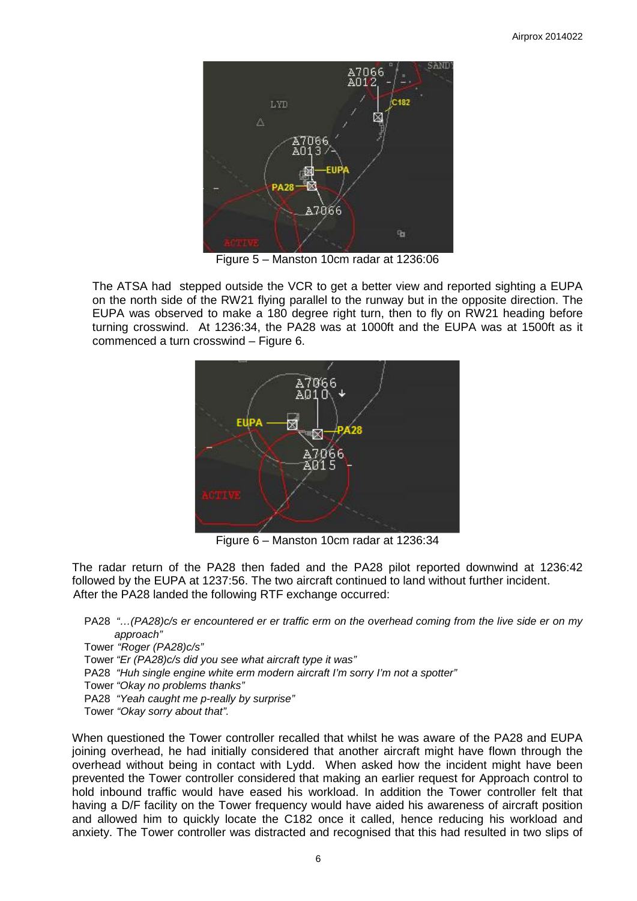Figure 5 – Manston 10cm radar at 1236:06

The ATSA had stepped outside the VCR to get a better view and reported sighting a EUPA on the north side of the RW21 flying parallel to the runway but in the opposite direction. The EUPA was observed to make a 180 degree right turn, then to fly on RW21 heading before turning crosswind. At 1236:34, the PA28 was at 1000ft and the EUPA was at 1500ft as it commenced a turn crosswind – Figure 6.

Figure 6 – Manston 10cm radar at 1236:34

The radar return of the PA28 then faded and the PA28 pilot reported downwind at 1236:42 followed by the EUPA at 1237:56. The two aircraft continued to land without further incident. After the PA28 landed the following RTF exchange occurred:

PA28 *"…(PA28)c/s er encountered er er traffic erm on the overhead coming from the live side er on my approach"*
Tower *"Roger (PA28)c/s"*
Tower *"Er (PA28)c/s did you see what aircraft type it was"*
PA28 *"Huh single engine white erm modern aircraft I'm sorry I'm not a spotter"*
Tower *"Okay no problems thanks"*
PA28 *"Yeah caught me p-really by surprise"*
Tower *"Okay sorry about that".*

When questioned the Tower controller recalled that whilst he was aware of the PA28 and EUPA joining overhead, he had initially considered that another aircraft might have flown through the overhead without being in contact with Lydd. When asked how the incident might have been prevented the Tower controller considered that making an earlier request for Approach control to hold inbound traffic would have eased his workload. In addition the Tower controller felt that having a D/F facility on the Tower frequency would have aided his awareness of aircraft position and allowed him to quickly locate the C182 once it called, hence reducing his workload and anxiety. The Tower controller was distracted and recognised that this had resulted in two slips of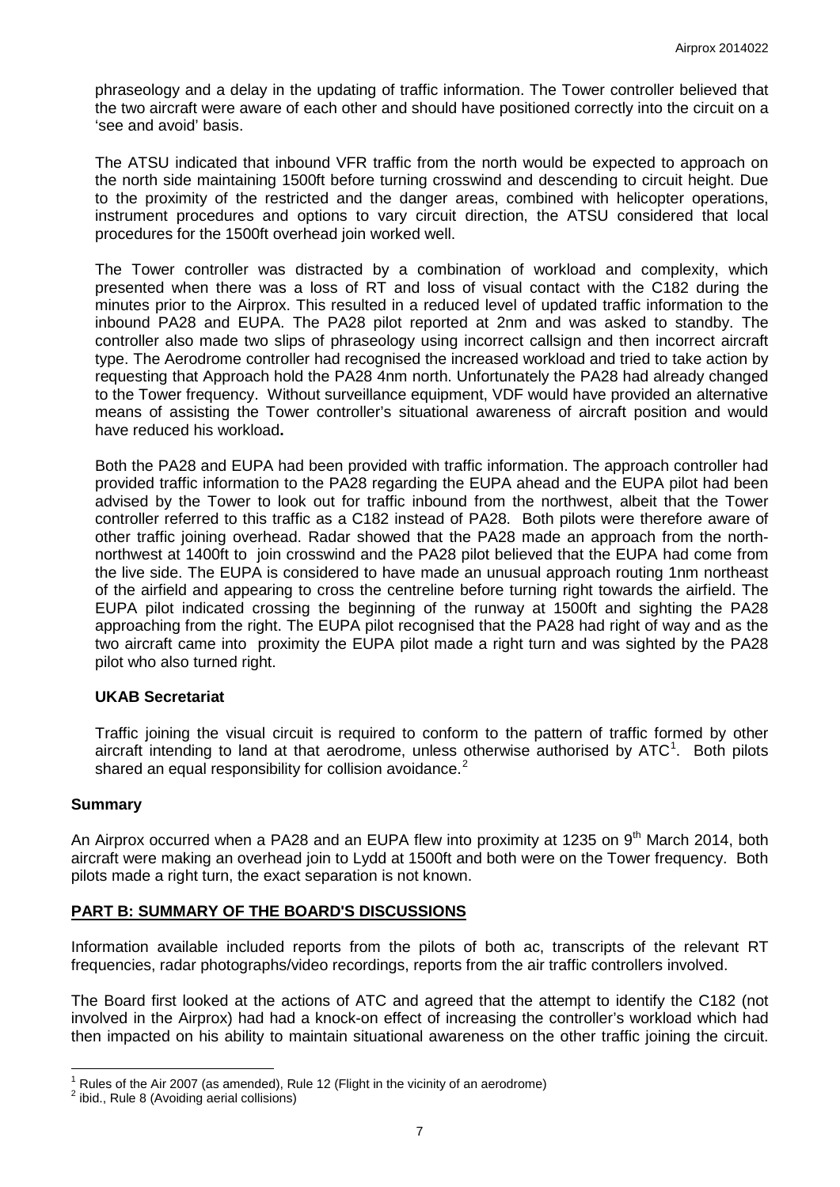phraseology and a delay in the updating of traffic information. The Tower controller believed that the two aircraft were aware of each other and should have positioned correctly into the circuit on a 'see and avoid' basis.

The ATSU indicated that inbound VFR traffic from the north would be expected to approach on the north side maintaining 1500ft before turning crosswind and descending to circuit height. Due to the proximity of the restricted and the danger areas, combined with helicopter operations, instrument procedures and options to vary circuit direction, the ATSU considered that local procedures for the 1500ft overhead join worked well.

The Tower controller was distracted by a combination of workload and complexity, which presented when there was a loss of RT and loss of visual contact with the C182 during the minutes prior to the Airprox. This resulted in a reduced level of updated traffic information to the inbound PA28 and EUPA. The PA28 pilot reported at 2nm and was asked to standby. The controller also made two slips of phraseology using incorrect callsign and then incorrect aircraft type. The Aerodrome controller had recognised the increased workload and tried to take action by requesting that Approach hold the PA28 4nm north. Unfortunately the PA28 had already changed to the Tower frequency. Without surveillance equipment, VDF would have provided an alternative means of assisting the Tower controller's situational awareness of aircraft position and would have reduced his workload**.**

Both the PA28 and EUPA had been provided with traffic information. The approach controller had provided traffic information to the PA28 regarding the EUPA ahead and the EUPA pilot had been advised by the Tower to look out for traffic inbound from the northwest, albeit that the Tower controller referred to this traffic as a C182 instead of PA28. Both pilots were therefore aware of other traffic joining overhead. Radar showed that the PA28 made an approach from the north-northwest at 1400ft to join crosswind and the PA28 pilot believed that the EUPA had come from the live side. The EUPA is considered to have made an unusual approach routing 1nm northeast of the airfield and appearing to cross the centreline before turning right towards the airfield. The EUPA pilot indicated crossing the beginning of the runway at 1500ft and sighting the PA28 approaching from the right. The EUPA pilot recognised that the PA28 had right of way and as the two aircraft came into proximity the EUPA pilot made a right turn and was sighted by the PA28 pilot who also turned right.

### UKAB Secretariat

Traffic joining the visual circuit is required to conform to the pattern of traffic formed by other aircraft intending to land at that aerodrome, unless otherwise authorised by ATC[1]. Both pilots shared an equal responsibility for collision avoidance.[2]

## Summary

An Airprox occurred when a PA28 and an EUPA flew into proximity at 1235 on 9th March 2014, both aircraft were making an overhead join to Lydd at 1500ft and both were on the Tower frequency. Both pilots made a right turn, the exact separation is not known.

## PART B: SUMMARY OF THE BOARD'S DISCUSSIONS

Information available included reports from the pilots of both ac, transcripts of the relevant RT frequencies, radar photographs/video recordings, reports from the air traffic controllers involved.

The Board first looked at the actions of ATC and agreed that the attempt to identify the C182 (not involved in the Airprox) had had a knock-on effect of increasing the controller's workload which had then impacted on his ability to maintain situational awareness on the other traffic joining the circuit.

---

[1] Rules of the Air 2007 (as amended), Rule 12 (Flight in the vicinity of an aerodrome)

[2] ibid., Rule 8 (Avoiding aerial collisions)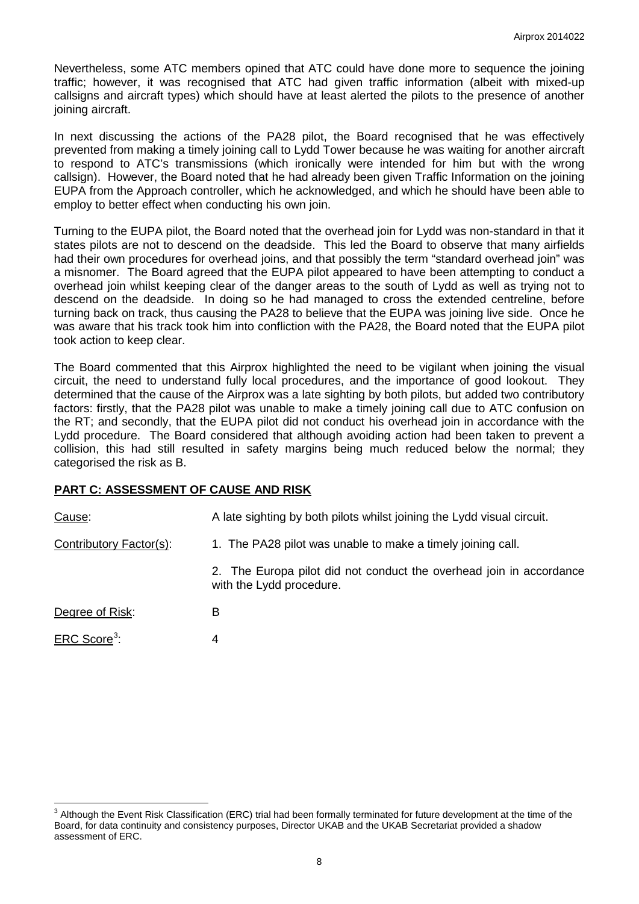Nevertheless, some ATC members opined that ATC could have done more to sequence the joining traffic; however, it was recognised that ATC had given traffic information (albeit with mixed-up callsigns and aircraft types) which should have at least alerted the pilots to the presence of another joining aircraft.

In next discussing the actions of the PA28 pilot, the Board recognised that he was effectively prevented from making a timely joining call to Lydd Tower because he was waiting for another aircraft to respond to ATC's transmissions (which ironically were intended for him but with the wrong callsign). However, the Board noted that he had already been given Traffic Information on the joining EUPA from the Approach controller, which he acknowledged, and which he should have been able to employ to better effect when conducting his own join.

Turning to the EUPA pilot, the Board noted that the overhead join for Lydd was non-standard in that it states pilots are not to descend on the deadside. This led the Board to observe that many airfields had their own procedures for overhead joins, and that possibly the term "standard overhead join" was a misnomer. The Board agreed that the EUPA pilot appeared to have been attempting to conduct a overhead join whilst keeping clear of the danger areas to the south of Lydd as well as trying not to descend on the deadside. In doing so he had managed to cross the extended centreline, before turning back on track, thus causing the PA28 to believe that the EUPA was joining live side. Once he was aware that his track took him into confliction with the PA28, the Board noted that the EUPA pilot took action to keep clear.

The Board commented that this Airprox highlighted the need to be vigilant when joining the visual circuit, the need to understand fully local procedures, and the importance of good lookout. They determined that the cause of the Airprox was a late sighting by both pilots, but added two contributory factors: firstly, that the PA28 pilot was unable to make a timely joining call due to ATC confusion on the RT; and secondly, that the EUPA pilot did not conduct his overhead join in accordance with the Lydd procedure. The Board considered that although avoiding action had been taken to prevent a collision, this had still resulted in safety margins being much reduced below the normal; they categorised the risk as B.

## PART C: ASSESSMENT OF CAUSE AND RISK

Cause: A late sighting by both pilots whilst joining the Lydd visual circuit.

Contributory Factor(s):

1. The PA28 pilot was unable to make a timely joining call.
2. The Europa pilot did not conduct the overhead join in accordance with the Lydd procedure.

Degree of Risk: B

ERC Score[3]: 4

[3] Although the Event Risk Classification (ERC) trial had been formally terminated for future development at the time of the Board, for data continuity and consistency purposes, Director UKAB and the UKAB Secretariat provided a shadow assessment of ERC.